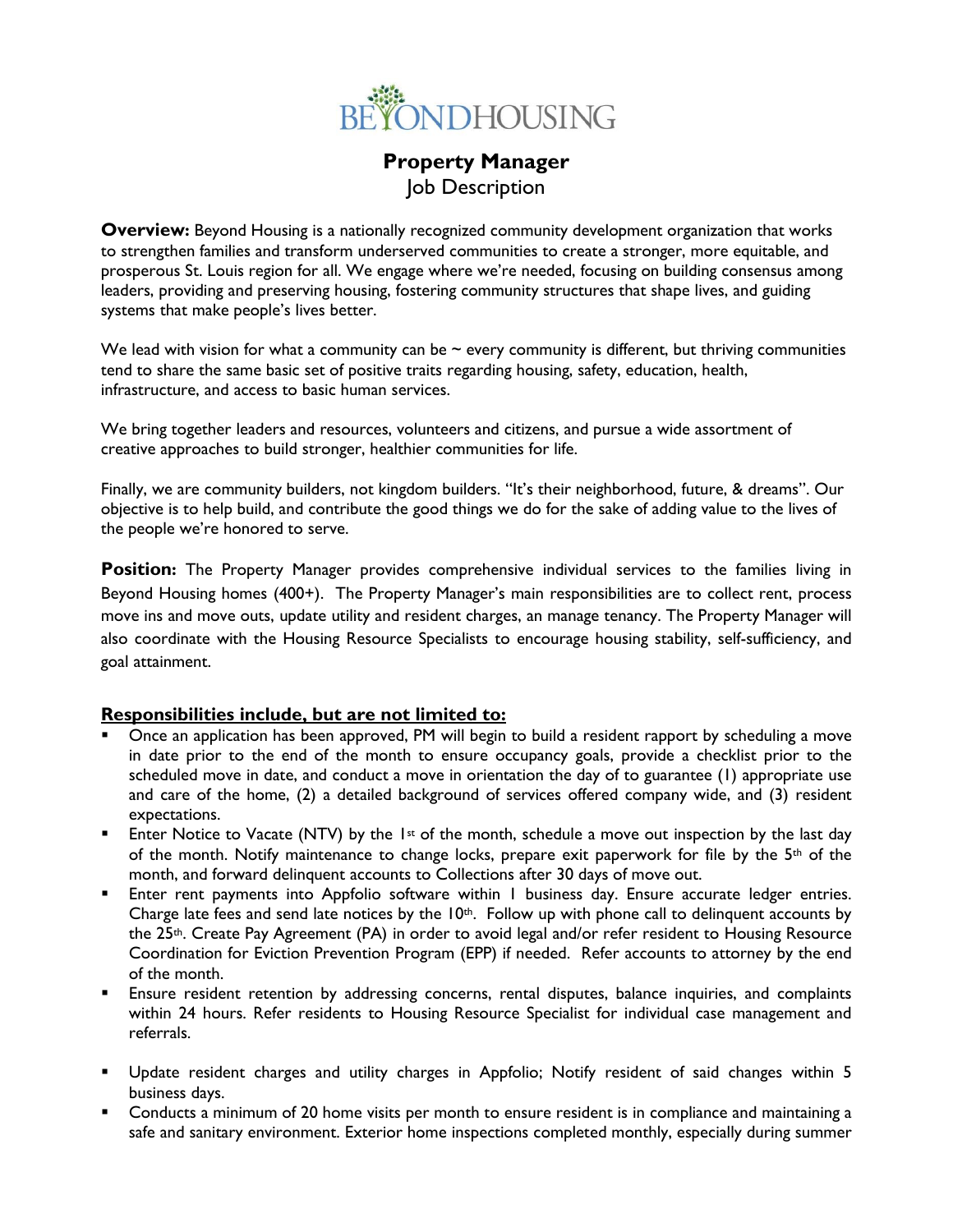BEYONDHOUSING

# Property Manager

Job Description

**Overview:** Beyond Housing is a nationally recognized community development organization that works to strengthen families and transform underserved communities to create a stronger, more equitable, and prosperous St. Louis region for all. We engage where we're needed, focusing on building consensus among leaders, providing and preserving housing, fostering community structures that shape lives, and guiding systems that make people's lives better.

We lead with vision for what a community can be ~ every community is different, but thriving communities tend to share the same basic set of positive traits regarding housing, safety, education, health, infrastructure, and access to basic human services.

We bring together leaders and resources, volunteers and citizens, and pursue a wide assortment of creative approaches to build stronger, healthier communities for life.

Finally, we are community builders, not kingdom builders. "It's their neighborhood, future, & dreams". Our objective is to help build, and contribute the good things we do for the sake of adding value to the lives of the people we're honored to serve.

**Position:** The Property Manager provides comprehensive individual services to the families living in Beyond Housing homes (400+). The Property Manager's main responsibilities are to collect rent, process move ins and move outs, update utility and resident charges, an manage tenancy. The Property Manager will also coordinate with the Housing Resource Specialists to encourage housing stability, self-sufficiency, and goal attainment.

**Responsibilities include, but are not limited to:**

- Once an application has been approved, PM will begin to build a resident rapport by scheduling a move in date prior to the end of the month to ensure occupancy goals, provide a checklist prior to the scheduled move in date, and conduct a move in orientation the day of to guarantee (1) appropriate use and care of the home, (2) a detailed background of services offered company wide, and (3) resident expectations.
- Enter Notice to Vacate (NTV) by the 1st of the month, schedule a move out inspection by the last day of the month. Notify maintenance to change locks, prepare exit paperwork for file by the 5th of the month, and forward delinquent accounts to Collections after 30 days of move out.
- Enter rent payments into Appfolio software within 1 business day. Ensure accurate ledger entries. Charge late fees and send late notices by the 10th. Follow up with phone call to delinquent accounts by the 25th. Create Pay Agreement (PA) in order to avoid legal and/or refer resident to Housing Resource Coordination for Eviction Prevention Program (EPP) if needed. Refer accounts to attorney by the end of the month.
- Ensure resident retention by addressing concerns, rental disputes, balance inquiries, and complaints within 24 hours. Refer residents to Housing Resource Specialist for individual case management and referrals.
- Update resident charges and utility charges in Appfolio; Notify resident of said changes within 5 business days.
- Conducts a minimum of 20 home visits per month to ensure resident is in compliance and maintaining a safe and sanitary environment. Exterior home inspections completed monthly, especially during summer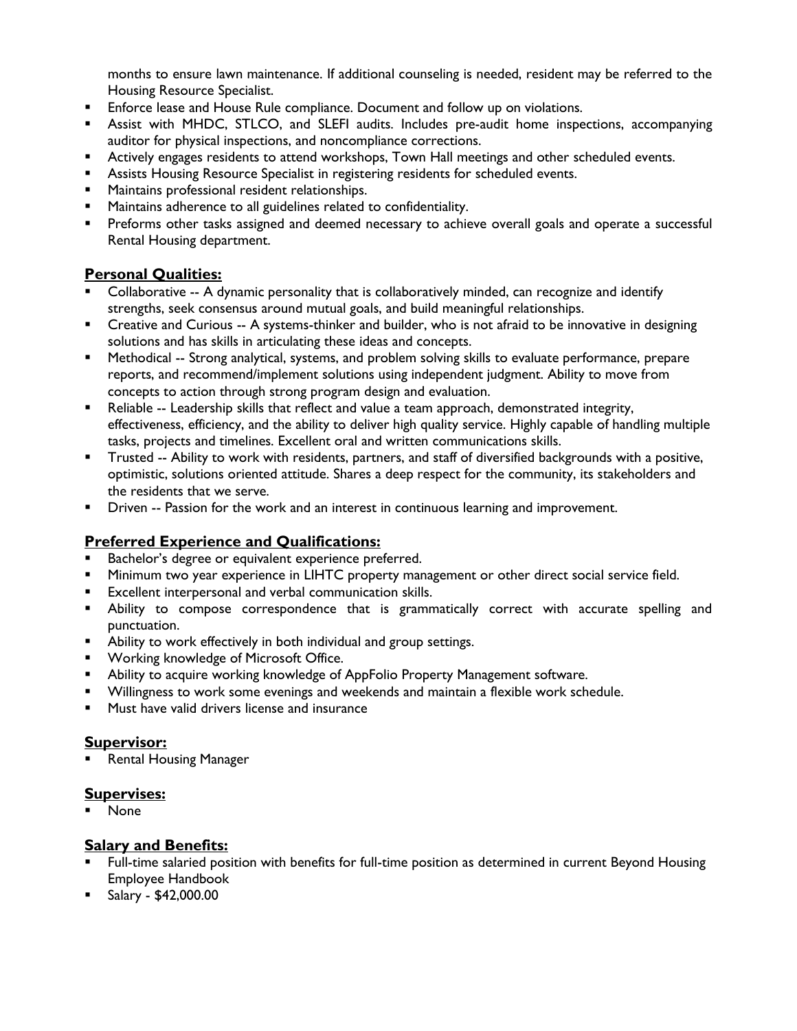months to ensure lawn maintenance. If additional counseling is needed, resident may be referred to the Housing Resource Specialist.

- Enforce lease and House Rule compliance. Document and follow up on violations.
- Assist with MHDC, STLCO, and SLEFI audits. Includes pre-audit home inspections, accompanying auditor for physical inspections, and noncompliance corrections.
- Actively engages residents to attend workshops, Town Hall meetings and other scheduled events.
- Assists Housing Resource Specialist in registering residents for scheduled events.
- Maintains professional resident relationships.
- Maintains adherence to all guidelines related to confidentiality.
- Preforms other tasks assigned and deemed necessary to achieve overall goals and operate a successful Rental Housing department.

## **Personal Qualities:**

- Collaborative -- A dynamic personality that is collaboratively minded, can recognize and identify strengths, seek consensus around mutual goals, and build meaningful relationships.
- Creative and Curious -- A systems-thinker and builder, who is not afraid to be innovative in designing solutions and has skills in articulating these ideas and concepts.
- Methodical -- Strong analytical, systems, and problem solving skills to evaluate performance, prepare reports, and recommend/implement solutions using independent judgment. Ability to move from concepts to action through strong program design and evaluation.
- Reliable -- Leadership skills that reflect and value a team approach, demonstrated integrity, effectiveness, efficiency, and the ability to deliver high quality service. Highly capable of handling multiple tasks, projects and timelines. Excellent oral and written communications skills.
- Trusted -- Ability to work with residents, partners, and staff of diversified backgrounds with a positive, optimistic, solutions oriented attitude. Shares a deep respect for the community, its stakeholders and the residents that we serve.
- Driven -- Passion for the work and an interest in continuous learning and improvement.

## **Preferred Experience and Qualifications:**

- Bachelor's degree or equivalent experience preferred.
- Minimum two year experience in LIHTC property management or other direct social service field.
- Excellent interpersonal and verbal communication skills.
- Ability to compose correspondence that is grammatically correct with accurate spelling and punctuation.
- Ability to work effectively in both individual and group settings.
- Working knowledge of Microsoft Office.
- Ability to acquire working knowledge of AppFolio Property Management software.
- Willingness to work some evenings and weekends and maintain a flexible work schedule.
- Must have valid drivers license and insurance

## **Supervisor:**

- Rental Housing Manager

## **Supervises:**

- None

## **Salary and Benefits:**

- Full-time salaried position with benefits for full-time position as determined in current Beyond Housing Employee Handbook
- Salary - $42,000.00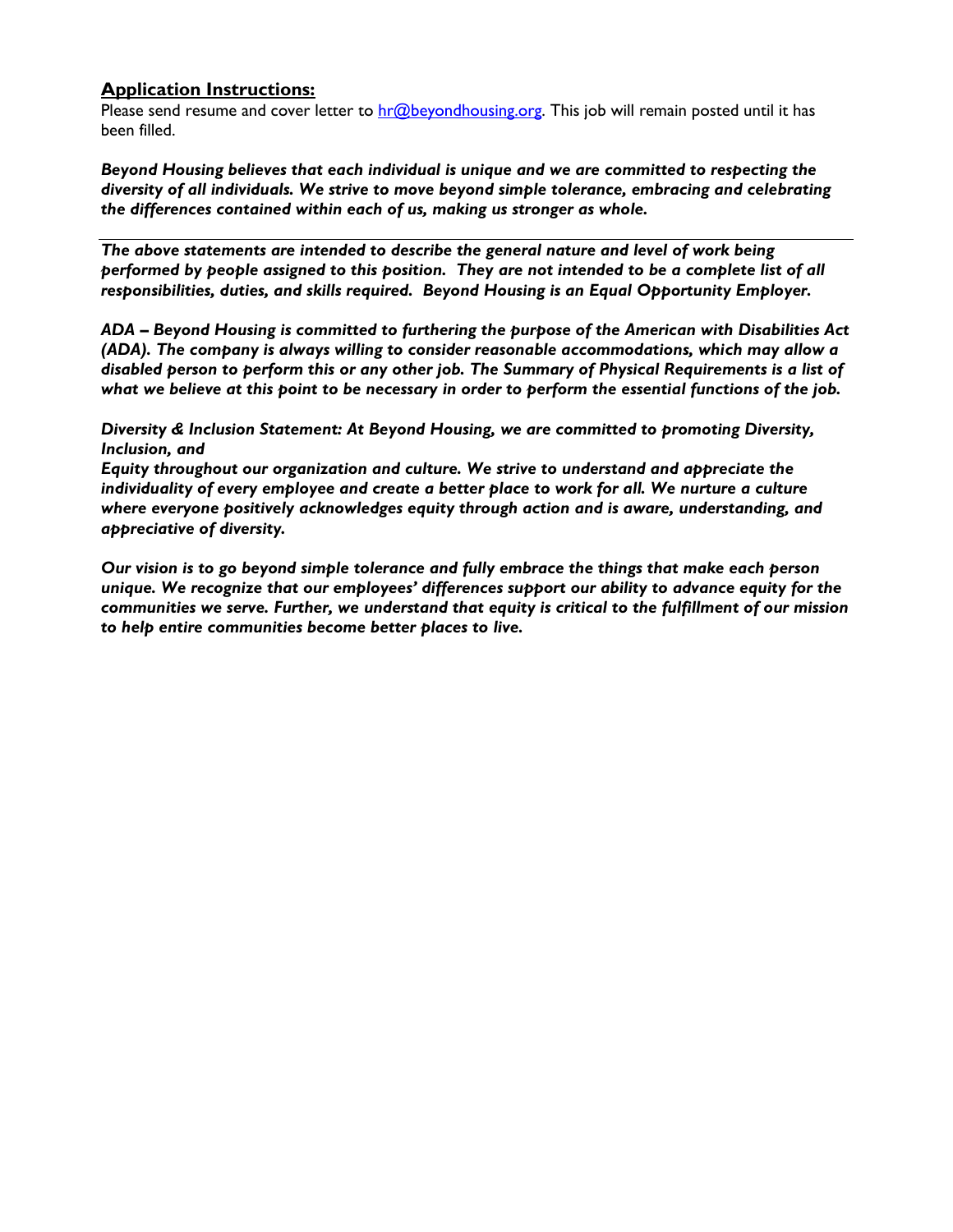## Application Instructions:

Please send resume and cover letter to [hr@beyondhousing.org](mailto:hr@beyondhousing.org). This job will remain posted until it has been filled.

***Beyond Housing believes that each individual is unique and we are committed to respecting the diversity of all individuals. We strive to move beyond simple tolerance, embracing and celebrating the differences contained within each of us, making us stronger as whole.***

---

***The above statements are intended to describe the general nature and level of work being performed by people assigned to this position. They are not intended to be a complete list of all responsibilities, duties, and skills required. Beyond Housing is an Equal Opportunity Employer.***

***ADA – Beyond Housing is committed to furthering the purpose of the American with Disabilities Act (ADA). The company is always willing to consider reasonable accommodations, which may allow a disabled person to perform this or any other job. The Summary of Physical Requirements is a list of what we believe at this point to be necessary in order to perform the essential functions of the job.***

***Diversity & Inclusion Statement: At Beyond Housing, we are committed to promoting Diversity, Inclusion, and Equity throughout our organization and culture. We strive to understand and appreciate the individuality of every employee and create a better place to work for all. We nurture a culture where everyone positively acknowledges equity through action and is aware, understanding, and appreciative of diversity.***

***Our vision is to go beyond simple tolerance and fully embrace the things that make each person unique. We recognize that our employees' differences support our ability to advance equity for the communities we serve. Further, we understand that equity is critical to the fulfillment of our mission to help entire communities become better places to live.***